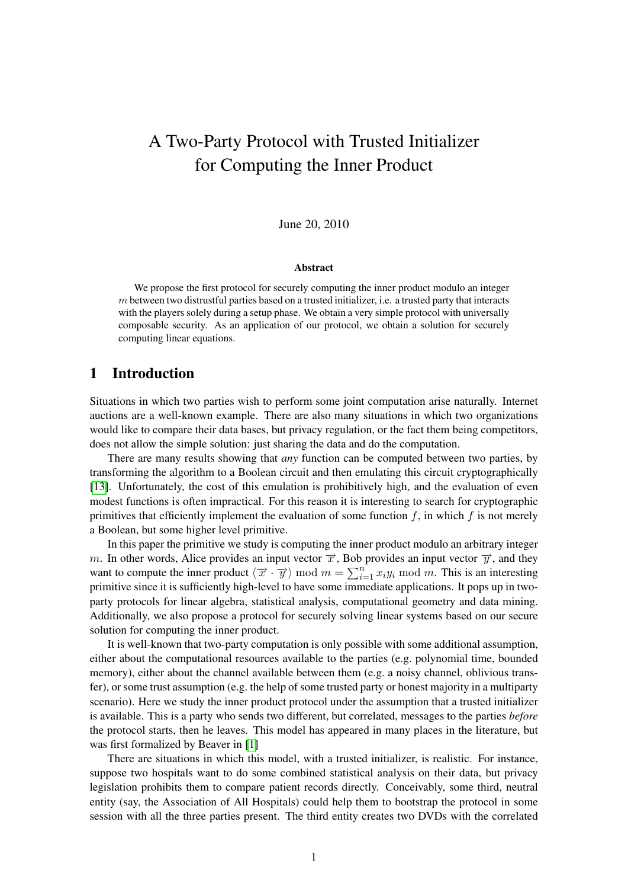# A Two-Party Protocol with Trusted Initializer for Computing the Inner Product

June 20, 2010

**Abstract**

We propose the first protocol for securely computing the inner product modulo an integer $m$ between two distrustful parties based on a trusted initializer, i.e. a trusted party that interacts with the players solely during a setup phase. We obtain a very simple protocol with universally composable security. As an application of our protocol, we obtain a solution for securely computing linear equations.

## 1 Introduction

Situations in which two parties wish to perform some joint computation arise naturally. Internet auctions are a well-known example. There are also many situations in which two organizations would like to compare their data bases, but privacy regulation, or the fact them being competitors, does not allow the simple solution: just sharing the data and do the computation.

There are many results showing that *any* function can be computed between two parties, by transforming the algorithm to a Boolean circuit and then emulating this circuit cryptographically [13]. Unfortunately, the cost of this emulation is prohibitively high, and the evaluation of even modest functions is often impractical. For this reason it is interesting to search for cryptographic primitives that efficiently implement the evaluation of some function $f$, in which $f$ is not merely a Boolean, but some higher level primitive.

In this paper the primitive we study is computing the inner product modulo an arbitrary integer $m$. In other words, Alice provides an input vector $\overrightarrow{x}$, Bob provides an input vector $\overrightarrow{y}$, and they want to compute the inner product $\langle \overrightarrow{x} \cdot \overrightarrow{y} \rangle \bmod m = \sum_{i=1}^{n} x_i y_i \bmod m$. This is an interesting primitive since it is sufficiently high-level to have some immediate applications. It pops up in two-party protocols for linear algebra, statistical analysis, computational geometry and data mining. Additionally, we also propose a protocol for securely solving linear systems based on our secure solution for computing the inner product.

It is well-known that two-party computation is only possible with some additional assumption, either about the computational resources available to the parties (e.g. polynomial time, bounded memory), either about the channel available between them (e.g. a noisy channel, oblivious transfer), or some trust assumption (e.g. the help of some trusted party or honest majority in a multiparty scenario). Here we study the inner product protocol under the assumption that a trusted initializer is available. This is a party who sends two different, but correlated, messages to the parties *before* the protocol starts, then he leaves. This model has appeared in many places in the literature, but was first formalized by Beaver in [1]

There are situations in which this model, with a trusted initializer, is realistic. For instance, suppose two hospitals want to do some combined statistical analysis on their data, but privacy legislation prohibits them to compare patient records directly. Conceivably, some third, neutral entity (say, the Association of All Hospitals) could help them to bootstrap the protocol in some session with all the three parties present. The third entity creates two DVDs with the correlated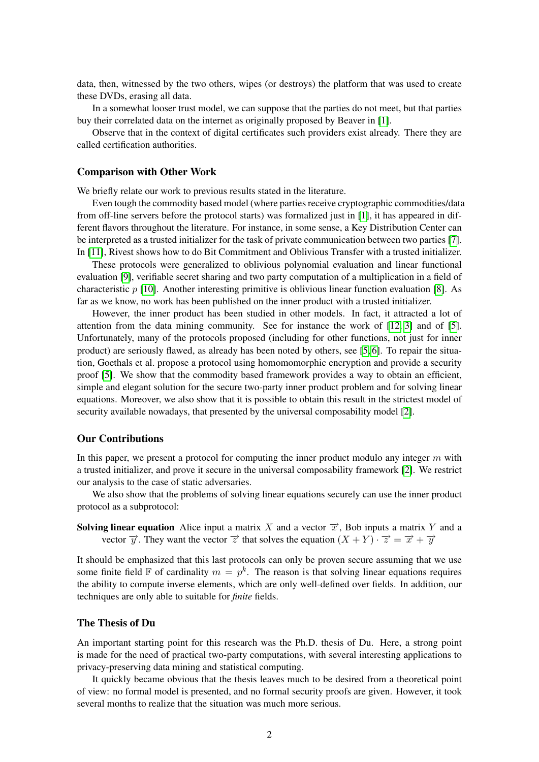data, then, witnessed by the two others, wipes (or destroys) the platform that was used to create these DVDs, erasing all data.

In a somewhat looser trust model, we can suppose that the parties do not meet, but that parties buy their correlated data on the internet as originally proposed by Beaver in [1].

Observe that in the context of digital certificates such providers exist already. There they are called certification authorities.

### Comparison with Other Work

We briefly relate our work to previous results stated in the literature.

Even tough the commodity based model (where parties receive cryptographic commodities/data from off-line servers before the protocol starts) was formalized just in [1], it has appeared in different flavors throughout the literature. For instance, in some sense, a Key Distribution Center can be interpreted as a trusted initializer for the task of private communication between two parties [7]. In [11], Rivest shows how to do Bit Commitment and Oblivious Transfer with a trusted initializer.

These protocols were generalized to oblivious polynomial evaluation and linear functional evaluation [9], verifiable secret sharing and two party computation of a multiplication in a field of characteristic $p$ [10]. Another interesting primitive is oblivious linear function evaluation [8]. As far as we know, no work has been published on the inner product with a trusted initializer.

However, the inner product has been studied in other models. In fact, it attracted a lot of attention from the data mining community. See for instance the work of [12, 3] and of [5]. Unfortunately, many of the protocols proposed (including for other functions, not just for inner product) are seriously flawed, as already has been noted by others, see [5, 6]. To repair the situation, Goethals et al. propose a protocol using homomomorphic encryption and provide a security proof [5]. We show that the commodity based framework provides a way to obtain an efficient, simple and elegant solution for the secure two-party inner product problem and for solving linear equations. Moreover, we also show that it is possible to obtain this result in the strictest model of security available nowadays, that presented by the universal composability model [2].

### Our Contributions

In this paper, we present a protocol for computing the inner product modulo any integer $m$ with a trusted initializer, and prove it secure in the universal composability framework [2]. We restrict our analysis to the case of static adversaries.

We also show that the problems of solving linear equations securely can use the inner product protocol as a subprotocol:

**Solving linear equation** Alice input a matrix $X$ and a vector $\overrightarrow{x}$, Bob inputs a matrix $Y$ and a vector $\overrightarrow{y}$. They want the vector $\overrightarrow{z}$ that solves the equation $(X + Y) \cdot \overrightarrow{z} = \overrightarrow{x} + \overrightarrow{y}$

It should be emphasized that this last protocols can only be proven secure assuming that we use some finite field $\mathbb{F}$ of cardinality $m = p^k$. The reason is that solving linear equations requires the ability to compute inverse elements, which are only well-defined over fields. In addition, our techniques are only able to suitable for *finite* fields.

### The Thesis of Du

An important starting point for this research was the Ph.D. thesis of Du. Here, a strong point is made for the need of practical two-party computations, with several interesting applications to privacy-preserving data mining and statistical computing.

It quickly became obvious that the thesis leaves much to be desired from a theoretical point of view: no formal model is presented, and no formal security proofs are given. However, it took several months to realize that the situation was much more serious.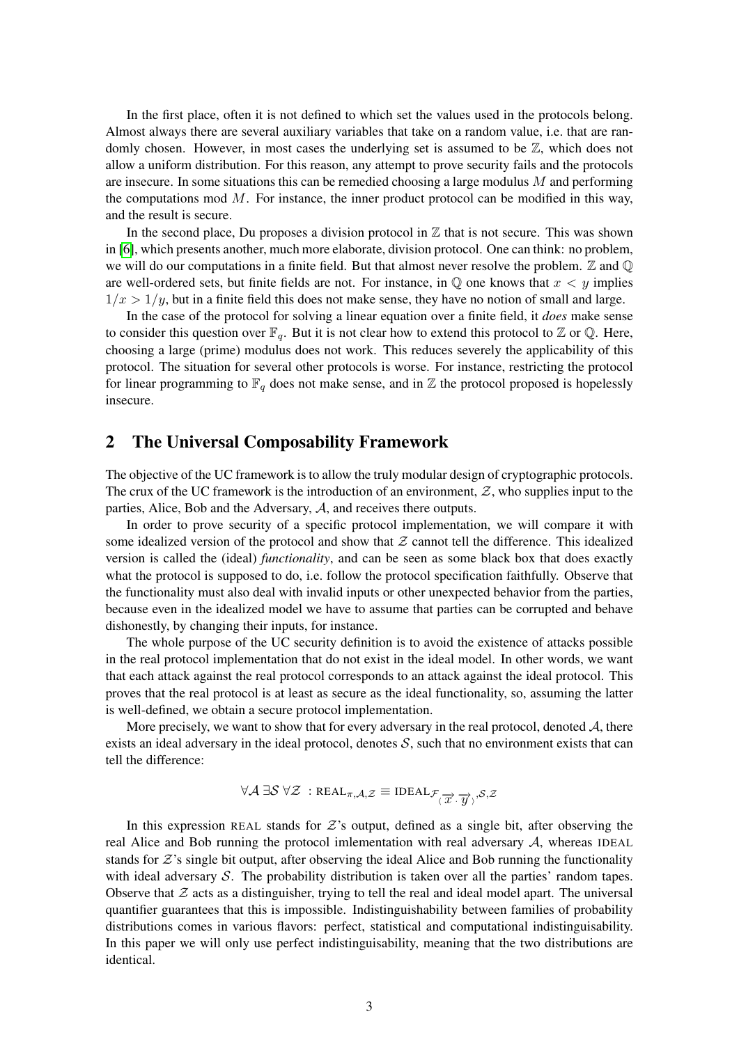In the first place, often it is not defined to which set the values used in the protocols belong. Almost always there are several auxiliary variables that take on a random value, i.e. that are randomly chosen. However, in most cases the underlying set is assumed to be $\mathbb{Z}$, which does not allow a uniform distribution. For this reason, any attempt to prove security fails and the protocols are insecure. In some situations this can be remedied choosing a large modulus $M$ and performing the computations mod $M$. For instance, the inner product protocol can be modified in this way, and the result is secure.

In the second place, Du proposes a division protocol in $\mathbb{Z}$ that is not secure. This was shown in [6], which presents another, much more elaborate, division protocol. One can think: no problem, we will do our computations in a finite field. But that almost never resolve the problem. $\mathbb{Z}$ and $\mathbb{Q}$ are well-ordered sets, but finite fields are not. For instance, in $\mathbb{Q}$ one knows that $x < y$ implies $1/x > 1/y$, but in a finite field this does not make sense, they have no notion of small and large.

In the case of the protocol for solving a linear equation over a finite field, it *does* make sense to consider this question over $\mathbb{F}_q$. But it is not clear how to extend this protocol to $\mathbb{Z}$ or $\mathbb{Q}$. Here, choosing a large (prime) modulus does not work. This reduces severely the applicability of this protocol. The situation for several other protocols is worse. For instance, restricting the protocol for linear programming to $\mathbb{F}_q$ does not make sense, and in $\mathbb{Z}$ the protocol proposed is hopelessly insecure.

## 2 The Universal Composability Framework

The objective of the UC framework is to allow the truly modular design of cryptographic protocols. The crux of the UC framework is the introduction of an environment, $\mathcal{Z}$, who supplies input to the parties, Alice, Bob and the Adversary, $\mathcal{A}$, and receives there outputs.

In order to prove security of a specific protocol implementation, we will compare it with some idealized version of the protocol and show that $\mathcal{Z}$ cannot tell the difference. This idealized version is called the (ideal) *functionality*, and can be seen as some black box that does exactly what the protocol is supposed to do, i.e. follow the protocol specification faithfully. Observe that the functionality must also deal with invalid inputs or other unexpected behavior from the parties, because even in the idealized model we have to assume that parties can be corrupted and behave dishonestly, by changing their inputs, for instance.

The whole purpose of the UC security definition is to avoid the existence of attacks possible in the real protocol implementation that do not exist in the ideal model. In other words, we want that each attack against the real protocol corresponds to an attack against the ideal protocol. This proves that the real protocol is at least as secure as the ideal functionality, so, assuming the latter is well-defined, we obtain a secure protocol implementation.

More precisely, we want to show that for every adversary in the real protocol, denoted $\mathcal{A}$, there exists an ideal adversary in the ideal protocol, denotes $\mathcal{S}$, such that no environment exists that can tell the difference:

$$\forall \mathcal{A}\, \exists \mathcal{S}\, \forall \mathcal{Z}\ : \text{REAL}_{\pi,\mathcal{A},\mathcal{Z}} \equiv \text{IDEAL}_{\mathcal{F}_{\langle \overrightarrow{x} \cdot \overrightarrow{y} \rangle},\mathcal{S},\mathcal{Z}}$$

In this expression REAL stands for $\mathcal{Z}$'s output, defined as a single bit, after observing the real Alice and Bob running the protocol imlementation with real adversary $\mathcal{A}$, whereas IDEAL stands for $\mathcal{Z}$'s single bit output, after observing the ideal Alice and Bob running the functionality with ideal adversary $\mathcal{S}$. The probability distribution is taken over all the parties' random tapes. Observe that $\mathcal{Z}$ acts as a distinguisher, trying to tell the real and ideal model apart. The universal quantifier guarantees that this is impossible. Indistinguishability between families of probability distributions comes in various flavors: perfect, statistical and computational indistinguisability. In this paper we will only use perfect indistinguisability, meaning that the two distributions are identical.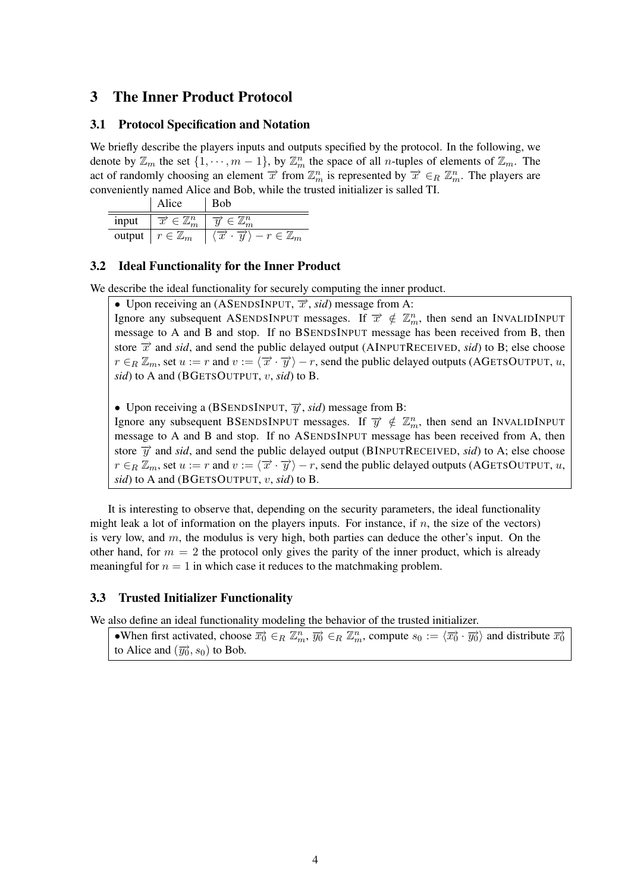## 3 The Inner Product Protocol

### 3.1 Protocol Specification and Notation

We briefly describe the players inputs and outputs specified by the protocol. In the following, we denote by $\mathbb{Z}_m$ the set $\{1, \cdots, m-1\}$, by $\mathbb{Z}_m^n$ the space of all $n$-tuples of elements of $\mathbb{Z}_m$. The act of randomly choosing an element $\overrightarrow{x}$ from $\mathbb{Z}_m^n$ is represented by $\overrightarrow{x} \in_R \mathbb{Z}_m^n$. The players are conveniently named Alice and Bob, while the trusted initializer is salled TI.

| | Alice | Bob |
|---|---|---|
| input | $\overrightarrow{x} \in \mathbb{Z}_m^n$ | $\overrightarrow{y} \in \mathbb{Z}_m^n$ |
| output | $r \in \mathbb{Z}_m$ | $\langle \overrightarrow{x} \cdot \overrightarrow{y} \rangle - r \in \mathbb{Z}_m$ |

### 3.2 Ideal Functionality for the Inner Product

We describe the ideal functionality for securely computing the inner product.

- Upon receiving an (ASENDSINPUT, $\overrightarrow{x}$, *sid*) message from A:
Ignore any subsequent ASENDSINPUT messages. If $\overrightarrow{x} \notin \mathbb{Z}_m^n$, then send an INVALIDINPUT message to A and B and stop. If no BSENDSINPUT message has been received from B, then store $\overrightarrow{x}$ and *sid*, and send the public delayed output (AINPUTRECEIVED, *sid*) to B; else choose $r \in_R \mathbb{Z}_m$, set $u := r$ and $v := \langle \overrightarrow{x} \cdot \overrightarrow{y} \rangle - r$, send the public delayed outputs (AGETSOUTPUT, $u$, *sid*) to A and (BGETSOUTPUT, $v$, *sid*) to B.

- Upon receiving a (BSENDSINPUT, $\overrightarrow{y}$, *sid*) message from B:
Ignore any subsequent BSENDSINPUT messages. If $\overrightarrow{y} \notin \mathbb{Z}_m^n$, then send an INVALIDINPUT message to A and B and stop. If no ASENDSINPUT message has been received from A, then store $\overrightarrow{y}$ and *sid*, and send the public delayed output (BINPUTRECEIVED, *sid*) to A; else choose $r \in_R \mathbb{Z}_m$, set $u := r$ and $v := \langle \overrightarrow{x} \cdot \overrightarrow{y} \rangle - r$, send the public delayed outputs (AGETSOUTPUT, $u$, *sid*) to A and (BGETSOUTPUT, $v$, *sid*) to B.

It is interesting to observe that, depending on the security parameters, the ideal functionality might leak a lot of information on the players inputs. For instance, if $n$, the size of the vectors) is very low, and $m$, the modulus is very high, both parties can deduce the other's input. On the other hand, for $m = 2$ the protocol only gives the parity of the inner product, which is already meaningful for $n = 1$ in which case it reduces to the matchmaking problem.

### 3.3 Trusted Initializer Functionality

We also define an ideal functionality modeling the behavior of the trusted initializer.

- When first activated, choose $\overrightarrow{x_0} \in_R \mathbb{Z}_m^n$, $\overrightarrow{y_0} \in_R \mathbb{Z}_m^n$, compute $s_0 := \langle \overrightarrow{x_0} \cdot \overrightarrow{y_0} \rangle$ and distribute $\overrightarrow{x_0}$ to Alice and $(\overrightarrow{y_0}, s_0)$ to Bob.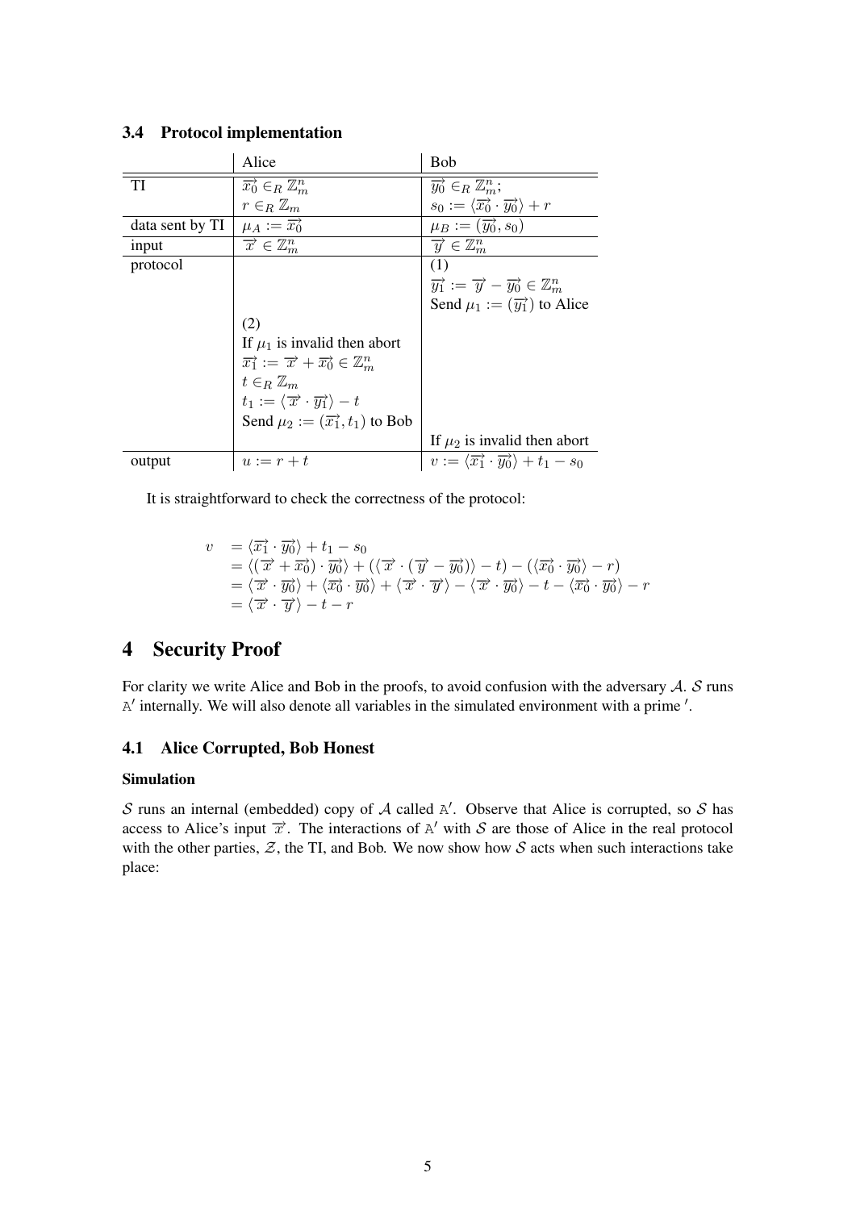### 3.4 Protocol implementation

| | Alice | Bob |
|---|---|---|
| TI | $\overrightarrow{x_0} \in_R \mathbb{Z}_m^n$ | $\overrightarrow{y_0} \in_R \mathbb{Z}_m^n$; |
| | $r \in_R \mathbb{Z}_m$ | $s_0 := \langle \overrightarrow{x_0} \cdot \overrightarrow{y_0} \rangle + r$ |
| data sent by TI | $\mu_A := \overrightarrow{x_0}$ | $\mu_B := (\overrightarrow{y_0}, s_0)$ |
| input | $\overrightarrow{x} \in \mathbb{Z}_m^n$ | $\overrightarrow{y} \in \mathbb{Z}_m^n$ |
| protocol | | (1) |
| | | $\overrightarrow{y_1} := \overrightarrow{y} - \overrightarrow{y_0} \in \mathbb{Z}_m^n$ |
| | | Send $\mu_1 := (\overrightarrow{y_1})$ to Alice |
| | (2) | |
| | If $\mu_1$ is invalid then abort | |
| | $\overrightarrow{x_1} := \overrightarrow{x} + \overrightarrow{x_0} \in \mathbb{Z}_m^n$ | |
| | $t \in_R \mathbb{Z}_m$ | |
| | $t_1 := \langle \overrightarrow{x} \cdot \overrightarrow{y_1} \rangle - t$ | |
| | Send $\mu_2 := (\overrightarrow{x_1}, t_1)$ to Bob | |
| | | If $\mu_2$ is invalid then abort |
| output | $u := r + t$ | $v := \langle \overrightarrow{x_1} \cdot \overrightarrow{y_0} \rangle + t_1 - s_0$ |

It is straightforward to check the correctness of the protocol:

$$
\begin{aligned}
v &= \langle \overrightarrow{x_1} \cdot \overrightarrow{y_0} \rangle + t_1 - s_0 \\
&= \langle (\overrightarrow{x} + \overrightarrow{x_0}) \cdot \overrightarrow{y_0} \rangle + (\langle \overrightarrow{x} \cdot (\overrightarrow{y} - \overrightarrow{y_0}) \rangle - t) - (\langle \overrightarrow{x_0} \cdot \overrightarrow{y_0} \rangle - r) \\
&= \langle \overrightarrow{x} \cdot \overrightarrow{y_0} \rangle + \langle \overrightarrow{x_0} \cdot \overrightarrow{y_0} \rangle + \langle \overrightarrow{x} \cdot \overrightarrow{y} \rangle - \langle \overrightarrow{x} \cdot \overrightarrow{y_0} \rangle - t - \langle \overrightarrow{x_0} \cdot \overrightarrow{y_0} \rangle - r \\
&= \langle \overrightarrow{x} \cdot \overrightarrow{y} \rangle - t - r
\end{aligned}
$$

# 4 Security Proof

For clarity we write Alice and Bob in the proofs, to avoid confusion with the adversary $\mathcal{A}$. $\mathcal{S}$ runs $\mathtt{A}'$ internally. We will also denote all variables in the simulated environment with a prime $'$.

## 4.1 Alice Corrupted, Bob Honest

### Simulation

$\mathcal{S}$ runs an internal (embedded) copy of $\mathcal{A}$ called $\mathtt{A}'$. Observe that Alice is corrupted, so $\mathcal{S}$ has access to Alice's input $\overrightarrow{x}$. The interactions of $\mathtt{A}'$ with $\mathcal{S}$ are those of Alice in the real protocol with the other parties, $\mathcal{Z}$, the TI, and Bob. We now show how $\mathcal{S}$ acts when such interactions take place: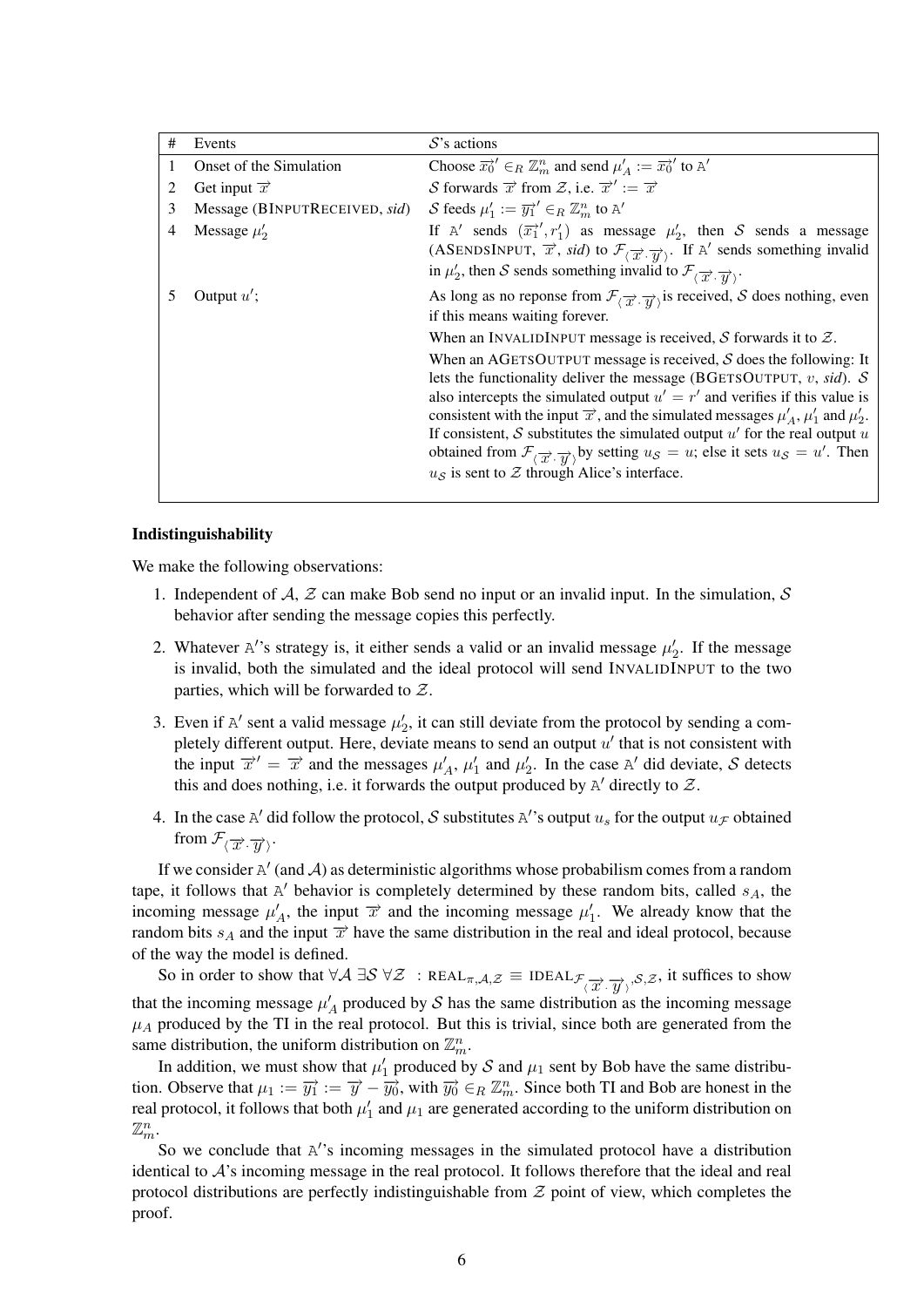| # | Events | $\mathcal{S}$'s actions |
|---|---|---|
| 1 | Onset of the Simulation | Choose $\overrightarrow{x_0}' \in_R \mathbb{Z}_m^n$ and send $\mu'_A := \overrightarrow{x_0}'$ to $\mathtt{A}'$ |
| 2 | Get input $\overrightarrow{x}$ | $\mathcal{S}$ forwards $\overrightarrow{x}$ from $\mathcal{Z}$, i.e. $\overrightarrow{x}' := \overrightarrow{x}$ |
| 3 | Message (BINPUTRECEIVED, *sid*) | $\mathcal{S}$ feeds $\mu'_1 := \overrightarrow{y_1}' \in_R \mathbb{Z}_m^n$ to $\mathtt{A}'$ |
| 4 | Message $\mu'_2$ | If $\mathtt{A}'$ sends $(\overrightarrow{x_1}', r'_1)$ as message $\mu'_2$, then $\mathcal{S}$ sends a message (ASENDSINPUT, $\overrightarrow{x}$, *sid*) to $\mathcal{F}_{\langle \overrightarrow{x} \cdot \overrightarrow{y} \rangle}$. If $\mathtt{A}'$ sends something invalid in $\mu'_2$, then $\mathcal{S}$ sends something invalid to $\mathcal{F}_{\langle \overrightarrow{x} \cdot \overrightarrow{y} \rangle}$. |
| 5 | Output $u'$; | As long as no reponse from $\mathcal{F}_{\langle \overrightarrow{x} \cdot \overrightarrow{y} \rangle}$ is received, $\mathcal{S}$ does nothing, even if this means waiting forever. When an INVALIDINPUT message is received, $\mathcal{S}$ forwards it to $\mathcal{Z}$. When an AGETSOUTPUT message is received, $\mathcal{S}$ does the following: It lets the functionality deliver the message (BGETSOUTPUT, $v$, *sid*). $\mathcal{S}$ also intercepts the simulated output $u' = r'$ and verifies if this value is consistent with the input $\overrightarrow{x}$, and the simulated messages $\mu'_A$, $\mu'_1$ and $\mu'_2$. If consistent, $\mathcal{S}$ substitutes the simulated output $u'$ for the real output $u$ obtained from $\mathcal{F}_{\langle \overrightarrow{x} \cdot \overrightarrow{y} \rangle}$ by setting $u_{\mathcal{S}} = u$; else it sets $u_{\mathcal{S}} = u'$. Then $u_{\mathcal{S}}$ is sent to $\mathcal{Z}$ through Alice's interface. |

**Indistinguishability**

We make the following observations:

1. Independent of $\mathcal{A}$, $\mathcal{Z}$ can make Bob send no input or an invalid input. In the simulation, $\mathcal{S}$ behavior after sending the message copies this perfectly.
2. Whatever $\mathtt{A}'$'s strategy is, it either sends a valid or an invalid message $\mu'_2$. If the message is invalid, both the simulated and the ideal protocol will send INVALIDINPUT to the two parties, which will be forwarded to $\mathcal{Z}$.
3. Even if $\mathtt{A}'$ sent a valid message $\mu'_2$, it can still deviate from the protocol by sending a completely different output. Here, deviate means to send an output $u'$ that is not consistent with the input $\overrightarrow{x}' = \overrightarrow{x}$ and the messages $\mu'_A$, $\mu'_1$ and $\mu'_2$. In the case $\mathtt{A}'$ did deviate, $\mathcal{S}$ detects this and does nothing, i.e. it forwards the output produced by $\mathtt{A}'$ directly to $\mathcal{Z}$.
4. In the case $\mathtt{A}'$ did follow the protocol, $\mathcal{S}$ substitutes $\mathtt{A}'$'s output $u_s$ for the output $u_{\mathcal{F}}$ obtained from $\mathcal{F}_{\langle \overrightarrow{x} \cdot \overrightarrow{y} \rangle}$.

If we consider $\mathtt{A}'$ (and $\mathcal{A}$) as deterministic algorithms whose probabilism comes from a random tape, it follows that $\mathtt{A}'$ behavior is completely determined by these random bits, called $s_A$, the incoming message $\mu'_A$, the input $\overrightarrow{x}$ and the incoming message $\mu'_1$. We already know that the random bits $s_A$ and the input $\overrightarrow{x}$ have the same distribution in the real and ideal protocol, because of the way the model is defined.

So in order to show that $\forall \mathcal{A}\ \exists \mathcal{S}\ \forall \mathcal{Z}\ :\ \mathrm{REAL}_{\pi,\mathcal{A},\mathcal{Z}} \equiv \mathrm{IDEAL}_{\mathcal{F}_{\langle \overrightarrow{x} \cdot \overrightarrow{y} \rangle},\mathcal{S},\mathcal{Z}}$, it suffices to show that the incoming message $\mu'_A$ produced by $\mathcal{S}$ has the same distribution as the incoming message $\mu_A$ produced by the TI in the real protocol. But this is trivial, since both are generated from the same distribution, the uniform distribution on $\mathbb{Z}_m^n$.

In addition, we must show that $\mu'_1$ produced by $\mathcal{S}$ and $\mu_1$ sent by Bob have the same distribution. Observe that $\mu_1 := \overrightarrow{y_1} := \overrightarrow{y} - \overrightarrow{y_0}$, with $\overrightarrow{y_0} \in_R \mathbb{Z}_m^n$. Since both TI and Bob are honest in the real protocol, it follows that both $\mu'_1$ and $\mu_1$ are generated according to the uniform distribution on $\mathbb{Z}_m^n$.

So we conclude that $\mathtt{A}'$'s incoming messages in the simulated protocol have a distribution identical to $\mathcal{A}$'s incoming message in the real protocol. It follows therefore that the ideal and real protocol distributions are perfectly indistinguishable from $\mathcal{Z}$ point of view, which completes the proof.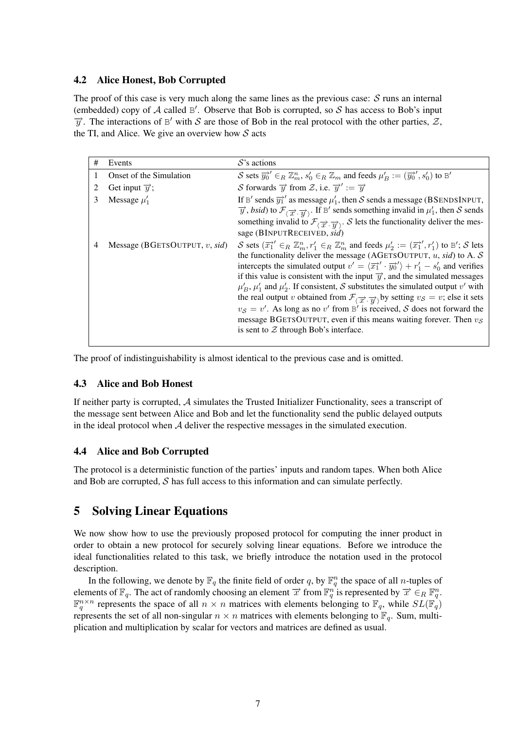### 4.2 Alice Honest, Bob Corrupted

The proof of this case is very much along the same lines as the previous case: $\mathcal{S}$ runs an internal (embedded) copy of $\mathcal{A}$ called $\mathtt{B}'$. Observe that Bob is corrupted, so $\mathcal{S}$ has access to Bob's input $\overrightarrow{y}$. The interactions of $\mathtt{B}'$ with $\mathcal{S}$ are those of Bob in the real protocol with the other parties, $\mathcal{Z}$, the TI, and Alice. We give an overview how $\mathcal{S}$ acts

| # | Events | $\mathcal{S}$'s actions |
|---|---|---|
| 1 | Onset of the Simulation | $\mathcal{S}$ sets $\overrightarrow{y_0}' \in_R \mathbb{Z}_m^n$, $s_0' \in_R \mathbb{Z}_m$ and feeds $\mu_B' := (\overrightarrow{y_0}', s_0')$ to $\mathtt{B}'$ |
| 2 | Get input $\overrightarrow{y}$; | $\mathcal{S}$ forwards $\overrightarrow{y}$ from $\mathcal{Z}$, i.e. $\overrightarrow{y}' := \overrightarrow{y}$ |
| 3 | Message $\mu_1'$ | If $\mathtt{B}'$ sends $\overrightarrow{y_1}'$ as message $\mu_1'$, then $\mathcal{S}$ sends a message (BSENDSINPUT, $\overrightarrow{y}$, *bsid*) to $\mathcal{F}_{\langle \overrightarrow{x} \cdot \overrightarrow{y} \rangle}$. If $\mathtt{B}'$ sends something invalid in $\mu_1'$, then $\mathcal{S}$ sends something invalid to $\mathcal{F}_{\langle \overrightarrow{x} \cdot \overrightarrow{y} \rangle}$. $\mathcal{S}$ lets the functionality deliver the message (BINPUTRECEIVED, *sid*) |
| 4 | Message (BGETSOUTPUT, $v$, *sid*) | $\mathcal{S}$ sets $(\overrightarrow{x_1}' \in_R \mathbb{Z}_m^n, r_1' \in_R \mathbb{Z}_m^n$ and feeds $\mu_2' := (\overrightarrow{x_1}', r_1')$ to $\mathtt{B}'$; $\mathcal{S}$ lets the functionality deliver the message (AGETSOUTPUT, $u$, *sid*) to A. $\mathcal{S}$ intercepts the simulated output $v' = \langle \overrightarrow{x_1}' \cdot \overrightarrow{y_0}' \rangle + r_1' - s_0'$ and verifies if this value is consistent with the input $\overrightarrow{y}$, and the simulated messages $\mu_B'$, $\mu_1'$ and $\mu_2'$. If consistent, $\mathcal{S}$ substitutes the simulated output $v'$ with the real output $v$ obtained from $\mathcal{F}_{\langle \overrightarrow{x} \cdot \overrightarrow{y} \rangle}$ by setting $v_{\mathcal{S}} = v$; else it sets $v_{\mathcal{S}} = v'$. As long as no $v'$ from $\mathtt{B}'$ is received, $\mathcal{S}$ does not forward the message BGETSOUTPUT, even if this means waiting forever. Then $v_{\mathcal{S}}$ is sent to $\mathcal{Z}$ through Bob's interface. |

The proof of indistinguishability is almost identical to the previous case and is omitted.

### 4.3 Alice and Bob Honest

If neither party is corrupted, $\mathcal{A}$ simulates the Trusted Initializer Functionality, sees a transcript of the message sent between Alice and Bob and let the functionality send the public delayed outputs in the ideal protocol when $\mathcal{A}$ deliver the respective messages in the simulated execution.

### 4.4 Alice and Bob Corrupted

The protocol is a deterministic function of the parties' inputs and random tapes. When both Alice and Bob are corrupted, $\mathcal{S}$ has full access to this information and can simulate perfectly.

## 5 Solving Linear Equations

We now show how to use the previously proposed protocol for computing the inner product in order to obtain a new protocol for securely solving linear equations. Before we introduce the ideal functionalities related to this task, we briefly introduce the notation used in the protocol description.

In the following, we denote by $\mathbb{F}_q$ the finite field of order $q$, by $\mathbb{F}_q^n$ the space of all $n$-tuples of elements of $\mathbb{F}_q$. The act of randomly choosing an element $\overrightarrow{x}$ from $\mathbb{F}_q^n$ is represented by $\overrightarrow{x} \in_R \mathbb{F}_q^n$. $\mathbb{F}_q^{n \times n}$ represents the space of all $n \times n$ matrices with elements belonging to $\mathbb{F}_q$, while $SL(\mathbb{F}_q)$ represents the set of all non-singular $n \times n$ matrices with elements belonging to $\mathbb{F}_q$. Sum, multiplication and multiplication by scalar for vectors and matrices are defined as usual.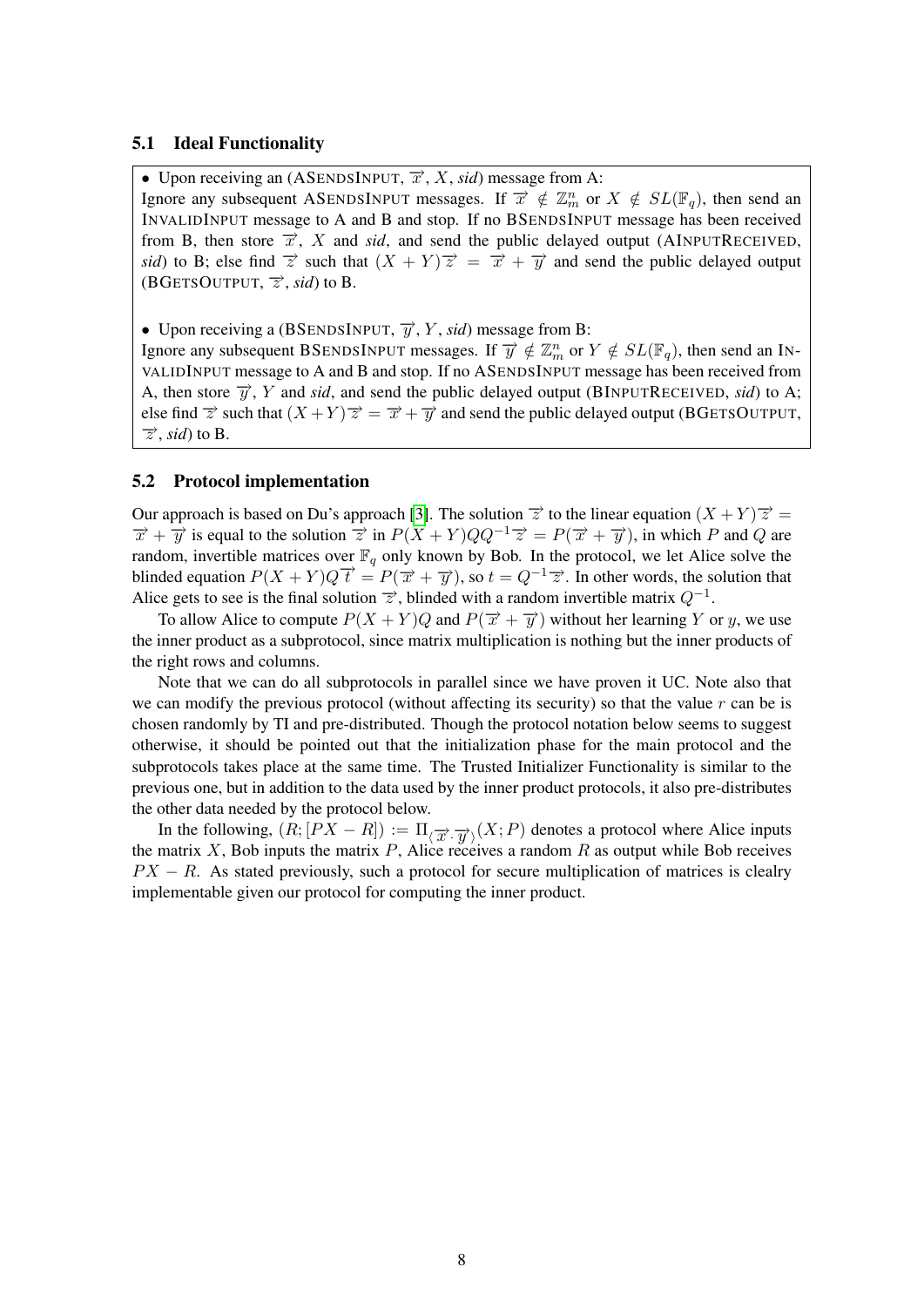### 5.1 Ideal Functionality

- Upon receiving an (ASendsInput, $\overrightarrow{x}$, $X$, *sid*) message from A:
Ignore any subsequent ASendsInput messages. If $\overrightarrow{x} \notin \mathbb{Z}_m^n$ or $X \notin SL(\mathbb{F}_q)$, then send an InvalidInput message to A and B and stop. If no BSendsInput message has been received from B, then store $\overrightarrow{x}$, $X$ and *sid*, and send the public delayed output (AInputReceived, *sid*) to B; else find $\overrightarrow{z}$ such that $(X + Y)\overrightarrow{z} = \overrightarrow{x} + \overrightarrow{y}$ and send the public delayed output (BGetsOutput, $\overrightarrow{z}$, *sid*) to B.

- Upon receiving a (BSendsInput, $\overrightarrow{y}$, $Y$, *sid*) message from B:
Ignore any subsequent BSendsInput messages. If $\overrightarrow{y} \notin \mathbb{Z}_m^n$ or $Y \notin SL(\mathbb{F}_q)$, then send an InvalidInput message to A and B and stop. If no ASendsInput message has been received from A, then store $\overrightarrow{y}$, $Y$ and *sid*, and send the public delayed output (BInputReceived, *sid*) to A; else find $\overrightarrow{z}$ such that $(X+Y)\overrightarrow{z} = \overrightarrow{x} + \overrightarrow{y}$ and send the public delayed output (BGetsOutput, $\overrightarrow{z}$, *sid*) to B.

### 5.2 Protocol implementation

Our approach is based on Du's approach [3]. The solution $\overrightarrow{z}$ to the linear equation $(X + Y)\overrightarrow{z} = \overrightarrow{x} + \overrightarrow{y}$ is equal to the solution $\overrightarrow{z}$ in $P(X + Y)QQ^{-1}\overrightarrow{z} = P(\overrightarrow{x} + \overrightarrow{y})$, in which $P$ and $Q$ are random, invertible matrices over $\mathbb{F}_q$ only known by Bob. In the protocol, we let Alice solve the blinded equation $P(X + Y)Q\overrightarrow{t} = P(\overrightarrow{x} + \overrightarrow{y})$, so $t = Q^{-1}\overrightarrow{z}$. In other words, the solution that Alice gets to see is the final solution $\overrightarrow{z}$, blinded with a random invertible matrix $Q^{-1}$.

To allow Alice to compute $P(X + Y)Q$ and $P(\overrightarrow{x} + \overrightarrow{y})$ without her learning $Y$ or $y$, we use the inner product as a subprotocol, since matrix multiplication is nothing but the inner products of the right rows and columns.

Note that we can do all subprotocols in parallel since we have proven it UC. Note also that we can modify the previous protocol (without affecting its security) so that the value $r$ can be is chosen randomly by TI and pre-distributed. Though the protocol notation below seems to suggest otherwise, it should be pointed out that the initialization phase for the main protocol and the subprotocols takes place at the same time. The Trusted Initializer Functionality is similar to the previous one, but in addition to the data used by the inner product protocols, it also pre-distributes the other data needed by the protocol below.

In the following, $(R; [PX - R]) := \Pi_{\langle \overrightarrow{x} \cdot \overrightarrow{y} \rangle}(X; P)$ denotes a protocol where Alice inputs the matrix $X$, Bob inputs the matrix $P$, Alice receives a random $R$ as output while Bob receives $PX - R$. As stated previously, such a protocol for secure multiplication of matrices is clealry implementable given our protocol for computing the inner product.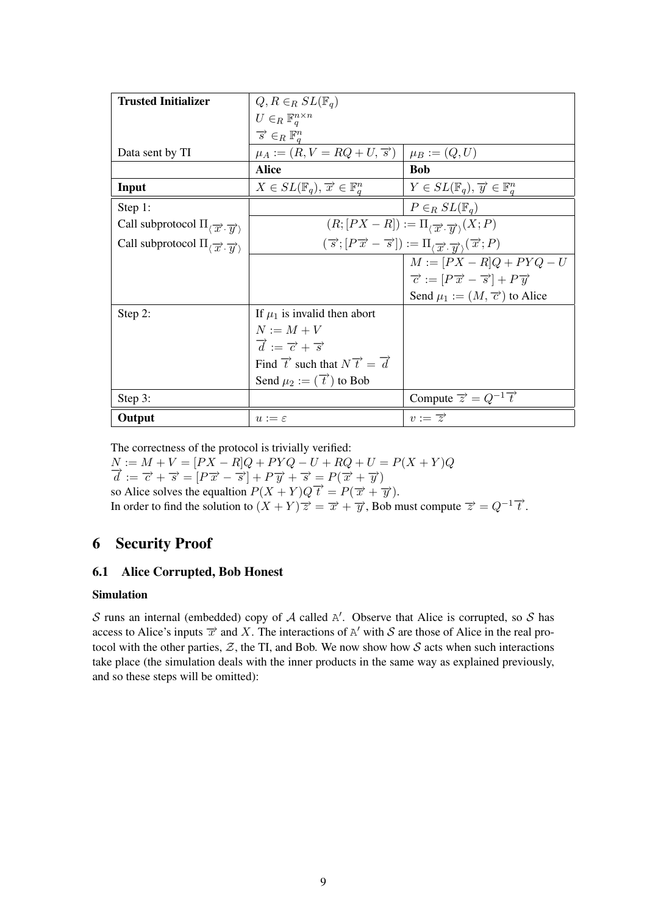| **Trusted Initializer** | $Q, R \in_R SL(\mathbb{F}_q)$<br>$U \in_R \mathbb{F}_q^{n\times n}$<br>$\overrightarrow{s} \in_R \mathbb{F}_q^n$ | |
|---|---|---|
| Data sent by TI | $\mu_A := (R, V = RQ + U, \overrightarrow{s})$ | $\mu_B := (Q, U)$ |
| | **Alice** | **Bob** |
| **Input** | $X \in SL(\mathbb{F}_q), \overrightarrow{x} \in \mathbb{F}_q^n$ | $Y \in SL(\mathbb{F}_q), \overrightarrow{y} \in \mathbb{F}_q^n$ |
| Step 1: | | $P \in_R SL(\mathbb{F}_q)$ |
| Call subprotocol $\Pi_{\langle \overrightarrow{x} \cdot \overrightarrow{y} \rangle}$ | $(R; [PX - R]) := \Pi_{\langle \overrightarrow{x} \cdot \overrightarrow{y} \rangle}(X; P)$ | |
| Call subprotocol $\Pi_{\langle \overrightarrow{x} \cdot \overrightarrow{y} \rangle}$ | $(\overrightarrow{s}; [P\overrightarrow{x} - \overrightarrow{s}]) := \Pi_{\langle \overrightarrow{x} \cdot \overrightarrow{y} \rangle}(\overrightarrow{x}; P)$ | |
| | | $M := [PX - R]Q + PYQ - U$<br>$\overrightarrow{c} := [P\overrightarrow{x} - \overrightarrow{s}] + P\overrightarrow{y}$<br>Send $\mu_1 := (M, \overrightarrow{c})$ to Alice |
| Step 2: | If $\mu_1$ is invalid then abort<br>$N := M + V$<br>$\overrightarrow{d} := \overrightarrow{c} + \overrightarrow{s}$<br>Find $\overrightarrow{t}$ such that $N\overrightarrow{t} = \overrightarrow{d}$<br>Send $\mu_2 := (\overrightarrow{t})$ to Bob | |
| Step 3: | | Compute $\overrightarrow{z} = Q^{-1}\overrightarrow{t}$ |
| **Output** | $u := \varepsilon$ | $v := \overrightarrow{z}$ |

The correctness of the protocol is trivially verified:
$N := M + V = [PX - R]Q + PYQ - U + RQ + U = P(X + Y)Q$
$\overrightarrow{d} := \overrightarrow{c} + \overrightarrow{s} = [P\overrightarrow{x} - \overrightarrow{s}] + P\overrightarrow{y} + \overrightarrow{s} = P(\overrightarrow{x} + \overrightarrow{y})$
so Alice solves the equaltion $P(X + Y)Q\overrightarrow{t} = P(\overrightarrow{x} + \overrightarrow{y})$.
In order to find the solution to $(X + Y)\overrightarrow{z} = \overrightarrow{x} + \overrightarrow{y}$, Bob must compute $\overrightarrow{z} = Q^{-1}\overrightarrow{t}$.

# 6 Security Proof

## 6.1 Alice Corrupted, Bob Honest

### Simulation

$\mathcal{S}$ runs an internal (embedded) copy of $\mathcal{A}$ called $\mathbb{A}'$. Observe that Alice is corrupted, so $\mathcal{S}$ has access to Alice's inputs $\overrightarrow{x}$ and $X$. The interactions of $\mathbb{A}'$ with $\mathcal{S}$ are those of Alice in the real protocol with the other parties, $\mathcal{Z}$, the TI, and Bob. We now show how $\mathcal{S}$ acts when such interactions take place (the simulation deals with the inner products in the same way as explained previously, and so these steps will be omitted):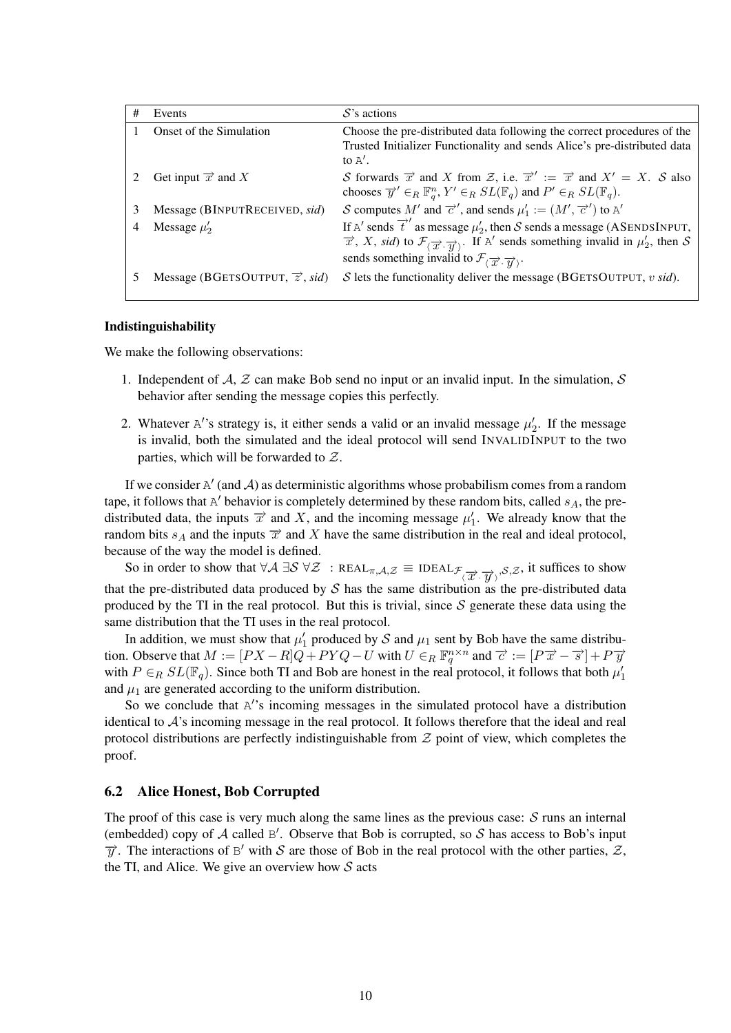| # | Events | $\mathcal{S}$'s actions |
|---|---|---|
| 1 | Onset of the Simulation | Choose the pre-distributed data following the correct procedures of the Trusted Initializer Functionality and sends Alice's pre-distributed data to $\mathtt{A}'$. |
| 2 | Get input $\overrightarrow{x}$ and $X$ | $\mathcal{S}$ forwards $\overrightarrow{x}$ and $X$ from $\mathcal{Z}$, i.e. $\overrightarrow{x}' := \overrightarrow{x}$ and $X' = X$. $\mathcal{S}$ also chooses $\overrightarrow{y}' \in_R \mathbb{F}_q^n$, $Y' \in_R SL(\mathbb{F}_q)$ and $P' \in_R SL(\mathbb{F}_q)$. |
| 3 | Message (BINPUTRECEIVED, *sid*) | $\mathcal{S}$ computes $M'$ and $\overrightarrow{c}'$, and sends $\mu_1' := (M', \overrightarrow{c}')$ to $\mathtt{A}'$ |
| 4 | Message $\mu_2'$ | If $\mathtt{A}'$ sends $\overrightarrow{t}'$ as message $\mu_2'$, then $\mathcal{S}$ sends a message (ASENDSINPUT, $\overrightarrow{x}$, $X$, *sid*) to $\mathcal{F}_{\langle \overrightarrow{x} \cdot \overrightarrow{y} \rangle}$. If $\mathtt{A}'$ sends something invalid in $\mu_2'$, then $\mathcal{S}$ sends something invalid to $\mathcal{F}_{\langle \overrightarrow{x} \cdot \overrightarrow{y} \rangle}$. |
| 5 | Message (BGETSOUTPUT, $\overrightarrow{z}$, *sid*) | $\mathcal{S}$ lets the functionality deliver the message (BGETSOUTPUT, $v$ *sid*). |

**Indistinguishability**

We make the following observations:

1. Independent of $\mathcal{A}$, $\mathcal{Z}$ can make Bob send no input or an invalid input. In the simulation, $\mathcal{S}$ behavior after sending the message copies this perfectly.

2. Whatever $\mathtt{A}'$'s strategy is, it either sends a valid or an invalid message $\mu_2'$. If the message is invalid, both the simulated and the ideal protocol will send INVALIDINPUT to the two parties, which will be forwarded to $\mathcal{Z}$.

If we consider $\mathtt{A}'$ (and $\mathcal{A}$) as deterministic algorithms whose probabilism comes from a random tape, it follows that $\mathtt{A}'$ behavior is completely determined by these random bits, called $s_A$, the pre-distributed data, the inputs $\overrightarrow{x}$ and $X$, and the incoming message $\mu_1'$. We already know that the random bits $s_A$ and the inputs $\overrightarrow{x}$ and $X$ have the same distribution in the real and ideal protocol, because of the way the model is defined.

So in order to show that $\forall \mathcal{A}\ \exists \mathcal{S}\ \forall \mathcal{Z}\ :\ \text{REAL}_{\pi,\mathcal{A},\mathcal{Z}} \equiv \text{IDEAL}_{\mathcal{F}_{\langle \overrightarrow{x} \cdot \overrightarrow{y} \rangle},\mathcal{S},\mathcal{Z}}$, it suffices to show that the pre-distributed data produced by $\mathcal{S}$ has the same distribution as the pre-distributed data produced by the TI in the real protocol. But this is trivial, since $\mathcal{S}$ generate these data using the same distribution that the TI uses in the real protocol.

In addition, we must show that $\mu_1'$ produced by $\mathcal{S}$ and $\mu_1$ sent by Bob have the same distribution. Observe that $M := [PX - R]Q + PYQ - U$ with $U \in_R \mathbb{F}_q^{n \times n}$ and $\overrightarrow{c} := [P\overrightarrow{x} - \overrightarrow{s}] + P\overrightarrow{y}$ with $P \in_R SL(\mathbb{F}_q)$. Since both TI and Bob are honest in the real protocol, it follows that both $\mu_1'$ and $\mu_1$ are generated according to the uniform distribution.

So we conclude that $\mathtt{A}'$'s incoming messages in the simulated protocol have a distribution identical to $\mathcal{A}$'s incoming message in the real protocol. It follows therefore that the ideal and real protocol distributions are perfectly indistinguishable from $\mathcal{Z}$ point of view, which completes the proof.

## 6.2 Alice Honest, Bob Corrupted

The proof of this case is very much along the same lines as the previous case: $\mathcal{S}$ runs an internal (embedded) copy of $\mathcal{A}$ called $\mathtt{B}'$. Observe that Bob is corrupted, so $\mathcal{S}$ has access to Bob's input $\overrightarrow{y}$. The interactions of $\mathtt{B}'$ with $\mathcal{S}$ are those of Bob in the real protocol with the other parties, $\mathcal{Z}$, the TI, and Alice. We give an overview how $\mathcal{S}$ acts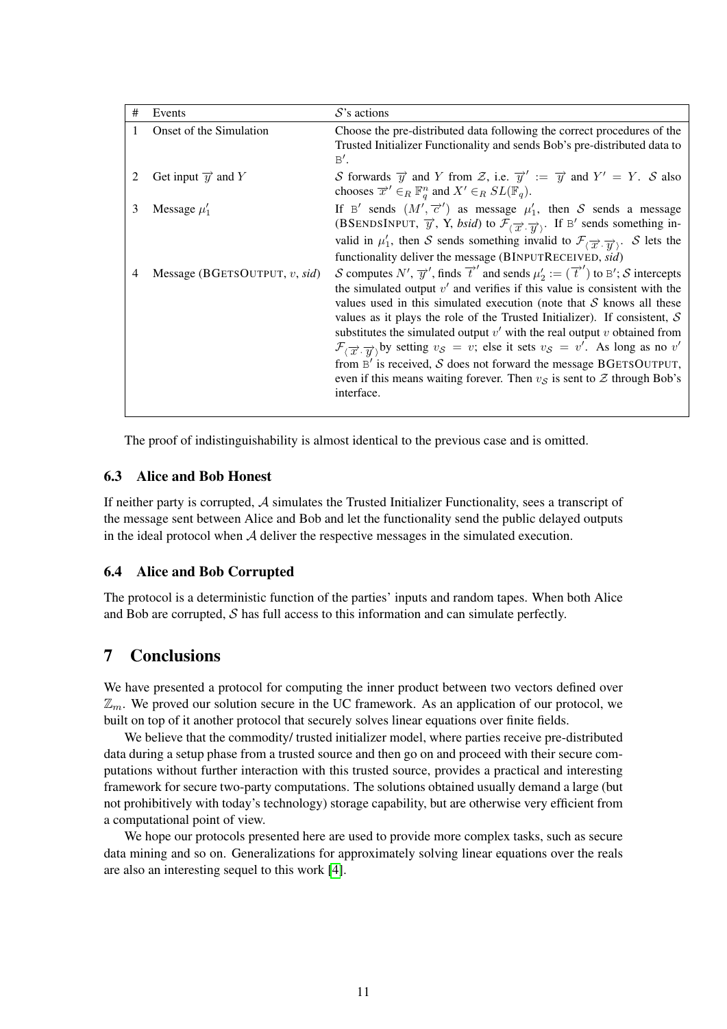| # | Events | $\mathcal{S}$'s actions |
|---|---|---|
| 1 | Onset of the Simulation | Choose the pre-distributed data following the correct procedures of the Trusted Initializer Functionality and sends Bob's pre-distributed data to $\mathtt{B}'$. |
| 2 | Get input $\overrightarrow{y}$ and $Y$ | $\mathcal{S}$ forwards $\overrightarrow{y}$ and $Y$ from $\mathcal{Z}$, i.e. $\overrightarrow{y}' := \overrightarrow{y}$ and $Y' = Y$. $\mathcal{S}$ also chooses $\overrightarrow{x}' \in_R \mathbb{F}_q^n$ and $X' \in_R SL(\mathbb{F}_q)$. |
| 3 | Message $\mu_1'$ | If $\mathtt{B}'$ sends $(M', \overrightarrow{c}')$ as message $\mu_1'$, then $\mathcal{S}$ sends a message (BSENDSINPUT, $\overrightarrow{y}$, Y, *bsid*) to $\mathcal{F}_{\langle \overrightarrow{x} \cdot \overrightarrow{y} \rangle}$. If $\mathtt{B}'$ sends something invalid in $\mu_1'$, then $\mathcal{S}$ sends something invalid to $\mathcal{F}_{\langle \overrightarrow{x} \cdot \overrightarrow{y} \rangle}$. $\mathcal{S}$ lets the functionality deliver the message (BINPUTRECEIVED, *sid*) |
| 4 | Message (BGETSOUTPUT, $v$, *sid*) | $\mathcal{S}$ computes $N'$, $\overrightarrow{y}'$, finds $\overrightarrow{t}'$ and sends $\mu_2' := (\overrightarrow{t}')$ to $\mathtt{B}'$; $\mathcal{S}$ intercepts the simulated output $v'$ and verifies if this value is consistent with the values used in this simulated execution (note that $\mathcal{S}$ knows all these values as it plays the role of the Trusted Initializer). If consistent, $\mathcal{S}$ substitutes the simulated output $v'$ with the real output $v$ obtained from $\mathcal{F}_{\langle \overrightarrow{x} \cdot \overrightarrow{y} \rangle}$by setting $v_{\mathcal{S}} = v$; else it sets $v_{\mathcal{S}} = v'$. As long as no $v'$ from $\mathtt{B}'$ is received, $\mathcal{S}$ does not forward the message BGETSOUTPUT, even if this means waiting forever. Then $v_{\mathcal{S}}$ is sent to $\mathcal{Z}$ through Bob's interface. |

The proof of indistinguishability is almost identical to the previous case and is omitted.

### 6.3 Alice and Bob Honest

If neither party is corrupted, $\mathcal{A}$ simulates the Trusted Initializer Functionality, sees a transcript of the message sent between Alice and Bob and let the functionality send the public delayed outputs in the ideal protocol when $\mathcal{A}$ deliver the respective messages in the simulated execution.

### 6.4 Alice and Bob Corrupted

The protocol is a deterministic function of the parties' inputs and random tapes. When both Alice and Bob are corrupted, $\mathcal{S}$ has full access to this information and can simulate perfectly.

## 7 Conclusions

We have presented a protocol for computing the inner product between two vectors defined over $\mathbb{Z}_m$. We proved our solution secure in the UC framework. As an application of our protocol, we built on top of it another protocol that securely solves linear equations over finite fields.

We believe that the commodity/ trusted initializer model, where parties receive pre-distributed data during a setup phase from a trusted source and then go on and proceed with their secure computations without further interaction with this trusted source, provides a practical and interesting framework for secure two-party computations. The solutions obtained usually demand a large (but not prohibitively with today's technology) storage capability, but are otherwise very efficient from a computational point of view.

We hope our protocols presented here are used to provide more complex tasks, such as secure data mining and so on. Generalizations for approximately solving linear equations over the reals are also an interesting sequel to this work [4].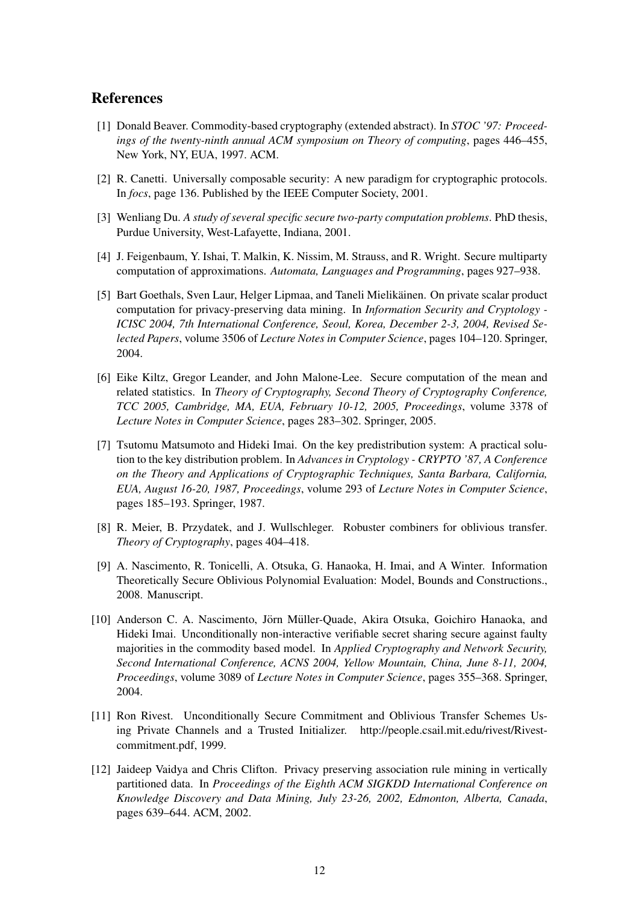## References

[1] Donald Beaver. Commodity-based cryptography (extended abstract). In *STOC '97: Proceedings of the twenty-ninth annual ACM symposium on Theory of computing*, pages 446–455, New York, NY, EUA, 1997. ACM.

[2] R. Canetti. Universally composable security: A new paradigm for cryptographic protocols. In *focs*, page 136. Published by the IEEE Computer Society, 2001.

[3] Wenliang Du. *A study of several specific secure two-party computation problems*. PhD thesis, Purdue University, West-Lafayette, Indiana, 2001.

[4] J. Feigenbaum, Y. Ishai, T. Malkin, K. Nissim, M. Strauss, and R. Wright. Secure multiparty computation of approximations. *Automata, Languages and Programming*, pages 927–938.

[5] Bart Goethals, Sven Laur, Helger Lipmaa, and Taneli Mielikäinen. On private scalar product computation for privacy-preserving data mining. In *Information Security and Cryptology - ICISC 2004, 7th International Conference, Seoul, Korea, December 2-3, 2004, Revised Selected Papers*, volume 3506 of *Lecture Notes in Computer Science*, pages 104–120. Springer, 2004.

[6] Eike Kiltz, Gregor Leander, and John Malone-Lee. Secure computation of the mean and related statistics. In *Theory of Cryptography, Second Theory of Cryptography Conference, TCC 2005, Cambridge, MA, EUA, February 10-12, 2005, Proceedings*, volume 3378 of *Lecture Notes in Computer Science*, pages 283–302. Springer, 2005.

[7] Tsutomu Matsumoto and Hideki Imai. On the key predistribution system: A practical solution to the key distribution problem. In *Advances in Cryptology - CRYPTO '87, A Conference on the Theory and Applications of Cryptographic Techniques, Santa Barbara, California, EUA, August 16-20, 1987, Proceedings*, volume 293 of *Lecture Notes in Computer Science*, pages 185–193. Springer, 1987.

[8] R. Meier, B. Przydatek, and J. Wullschleger. Robuster combiners for oblivious transfer. *Theory of Cryptography*, pages 404–418.

[9] A. Nascimento, R. Tonicelli, A. Otsuka, G. Hanaoka, H. Imai, and A Winter. Information Theoretically Secure Oblivious Polynomial Evaluation: Model, Bounds and Constructions., 2008. Manuscript.

[10] Anderson C. A. Nascimento, Jörn Müller-Quade, Akira Otsuka, Goichiro Hanaoka, and Hideki Imai. Unconditionally non-interactive verifiable secret sharing secure against faulty majorities in the commodity based model. In *Applied Cryptography and Network Security, Second International Conference, ACNS 2004, Yellow Mountain, China, June 8-11, 2004, Proceedings*, volume 3089 of *Lecture Notes in Computer Science*, pages 355–368. Springer, 2004.

[11] Ron Rivest. Unconditionally Secure Commitment and Oblivious Transfer Schemes Using Private Channels and a Trusted Initializer. http://people.csail.mit.edu/rivest/Rivest-commitment.pdf, 1999.

[12] Jaideep Vaidya and Chris Clifton. Privacy preserving association rule mining in vertically partitioned data. In *Proceedings of the Eighth ACM SIGKDD International Conference on Knowledge Discovery and Data Mining, July 23-26, 2002, Edmonton, Alberta, Canada*, pages 639–644. ACM, 2002.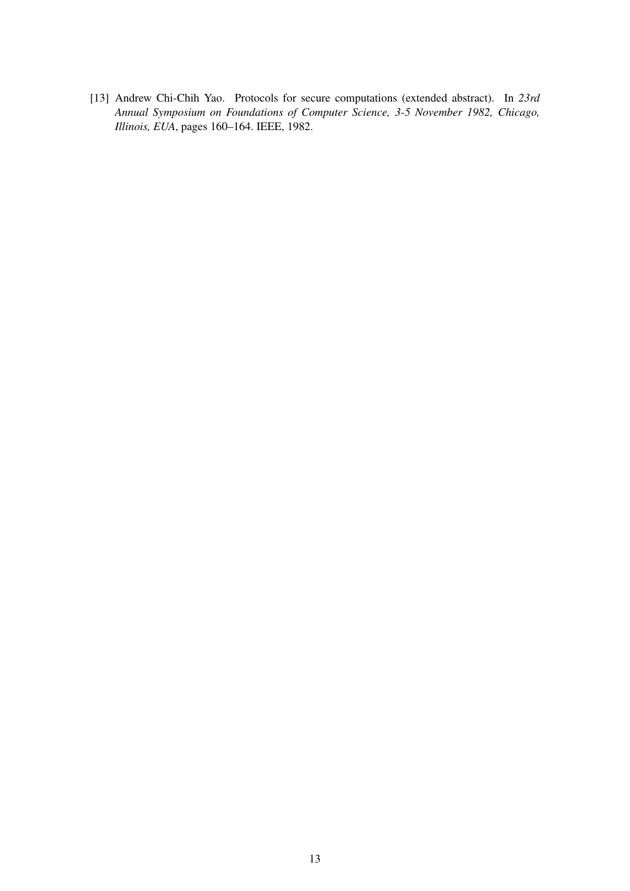[13] Andrew Chi-Chih Yao. Protocols for secure computations (extended abstract). In *23rd Annual Symposium on Foundations of Computer Science, 3-5 November 1982, Chicago, Illinois, EUA*, pages 160–164. IEEE, 1982.